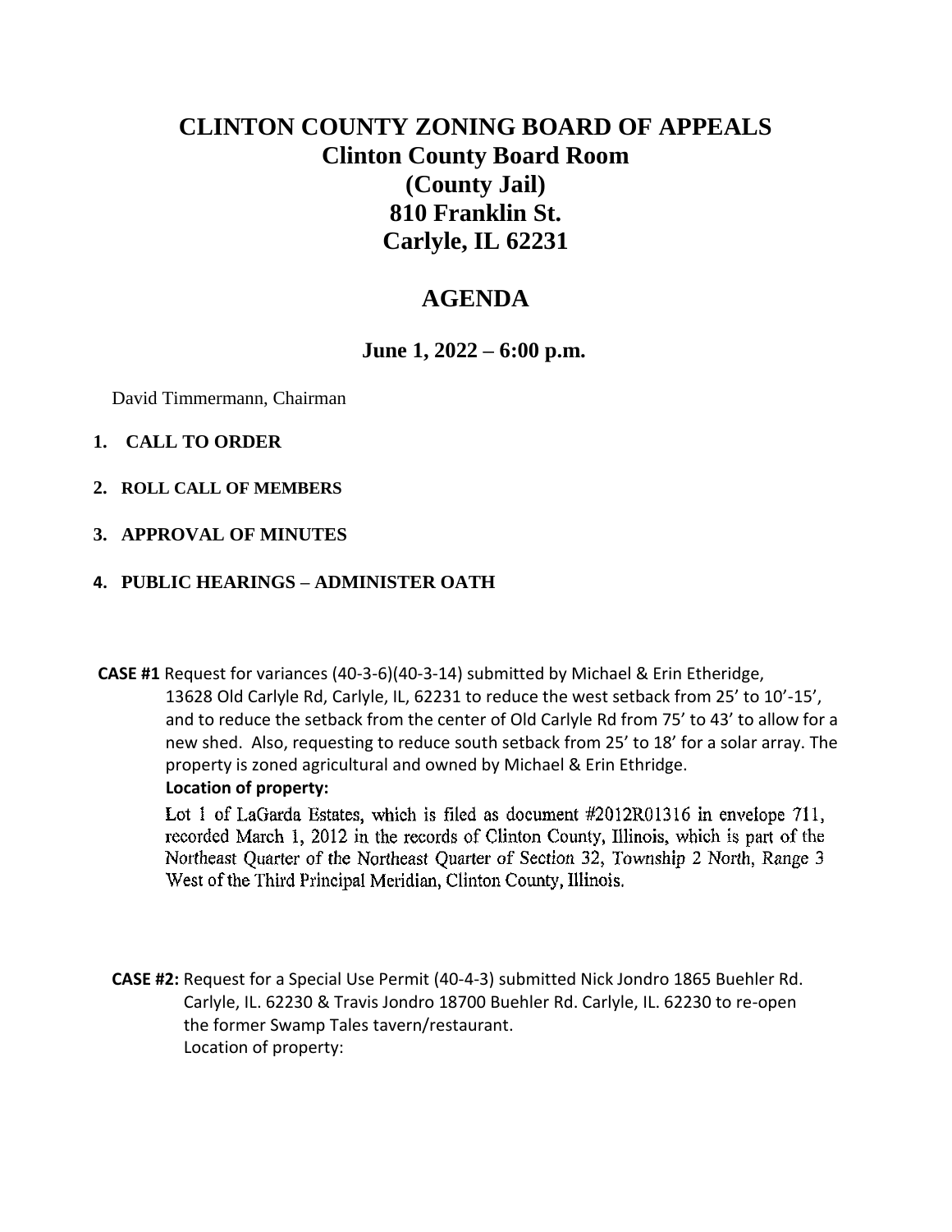# CLINTON COUNTY ZONING BOARD OF APPEALS

## Clinton County Board Room
## (County Jail)
## 810 Franklin St.
## Carlyle, IL 62231

# AGENDA

### June 1, 2022 – 6:00 p.m.

David Timmermann, Chairman

1. **CALL TO ORDER**
2. **ROLL CALL OF MEMBERS**
3. **APPROVAL OF MINUTES**
4. **PUBLIC HEARINGS – ADMINISTER OATH**

**CASE #1** Request for variances (40-3-6)(40-3-14) submitted by Michael & Erin Etheridge, 13628 Old Carlyle Rd, Carlyle, IL, 62231 to reduce the west setback from 25' to 10'-15', and to reduce the setback from the center of Old Carlyle Rd from 75' to 43' to allow for a new shed. Also, requesting to reduce south setback from 25' to 18' for a solar array. The property is zoned agricultural and owned by Michael & Erin Ethridge.

**Location of property:**

Lot 1 of LaGarda Estates, which is filed as document #2012R01316 in envelope 711, recorded March 1, 2012 in the records of Clinton County, Illinois, which is part of the Northeast Quarter of the Northeast Quarter of Section 32, Township 2 North, Range 3 West of the Third Principal Meridian, Clinton County, Illinois.

**CASE #2:** Request for a Special Use Permit (40-4-3) submitted Nick Jondro 1865 Buehler Rd. Carlyle, IL. 62230 & Travis Jondro 18700 Buehler Rd. Carlyle, IL. 62230 to re-open the former Swamp Tales tavern/restaurant.

Location of property: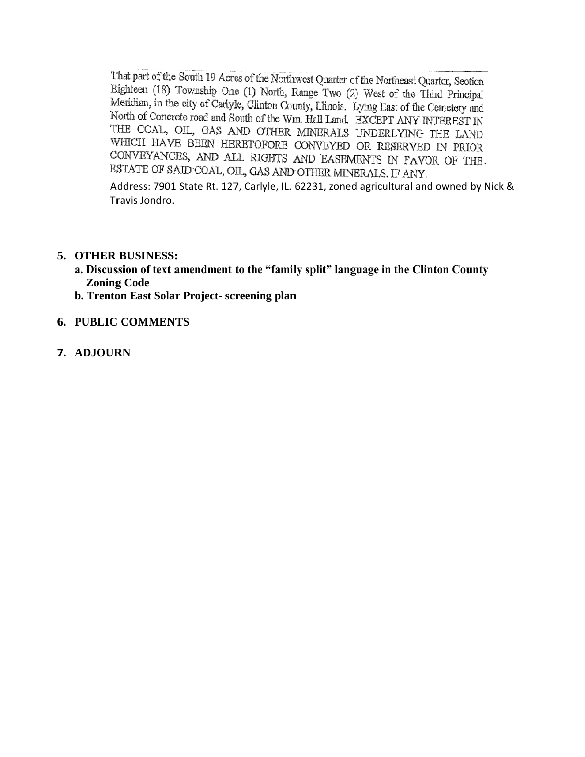That part of the South 19 Acres of the Northwest Quarter of the Northeast Quarter, Section Eighteen (18) Township One (1) North, Range Two (2) West of the Third Principal Meridian, in the city of Carlyle, Clinton County, Illinois. Lying East of the Cemetery and North of Concrete road and South of the Wm. Hall Land. EXCEPT ANY INTEREST IN THE COAL, OIL, GAS AND OTHER MINERALS UNDERLYING THE LAND WHICH HAVE BEEN HERETOFORE CONVEYED OR RESERVED IN PRIOR CONVEYANCES, AND ALL RIGHTS AND EASEMENTS IN FAVOR OF THE ESTATE OF SAID COAL, OIL, GAS AND OTHER MINERALS. IF ANY.

Address: 7901 State Rt. 127, Carlyle, IL. 62231, zoned agricultural and owned by Nick & Travis Jondro.

**5. OTHER BUSINESS:**

**a. Discussion of text amendment to the "family split" language in the Clinton County Zoning Code**

**b. Trenton East Solar Project- screening plan**

**6. PUBLIC COMMENTS**

**7. ADJOURN**